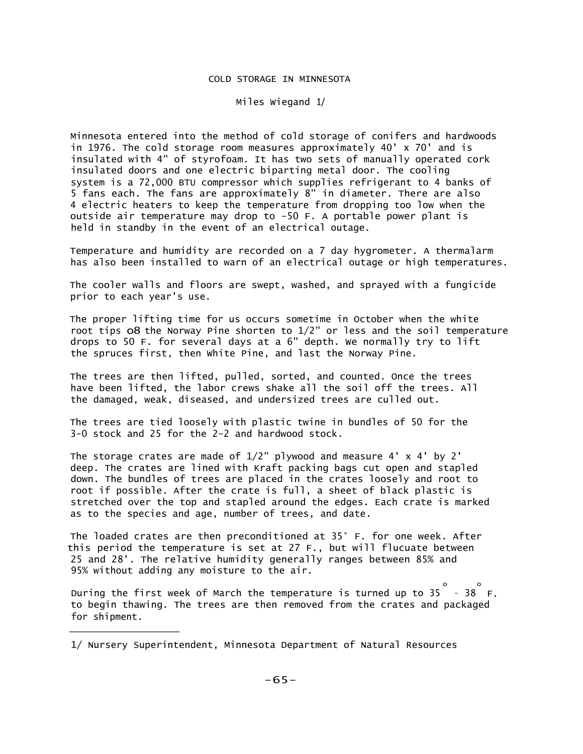# COLD STORAGE IN MINNESOTA

Miles Wiegand 1/

Minnesota entered into the method of cold storage of conifers and hardwoods in 1976. The cold storage room measures approximately 40' x 70' and is insulated with 4" of styrofoam. It has two sets of manually operated cork insulated doors and one electric biparting metal door. The cooling system is a 72,000 BTU compressor which supplies refrigerant to 4 banks of 5 fans each. The fans are approximately 8" in diameter. There are also 4 electric heaters to keep the temperature from dropping too low when the outside air temperature may drop to -50 F. A portable power plant is held in standby in the event of an electrical outage.

Temperature and humidity are recorded on a 7 day hygrometer. A thermalarm has also been installed to warn of an electrical outage or high temperatures.

The cooler walls and floors are swept, washed, and sprayed with a fungicide prior to each year's use.

The proper lifting time for us occurs sometime in October when the white root tips o8 the Norway Pine shorten to 1/2" or less and the soil temperature drops to 50 F. for several days at a 6" depth. We normally try to lift the spruces first, then White Pine, and last the Norway Pine.

The trees are then lifted, pulled, sorted, and counted. Once the trees have been lifted, the labor crews shake all the soil off the trees. All the damaged, weak, diseased, and undersized trees are culled out.

The trees are tied loosely with plastic twine in bundles of 50 for the 3-0 stock and 25 for the 2-2 and hardwood stock.

The storage crates are made of 1/2" plywood and measure 4' x 4' by 2' deep. The crates are lined with Kraft packing bags cut open and stapled down. The bundles of trees are placed in the crates loosely and root to root if possible. After the crate is full, a sheet of black plastic is stretched over the top and stapled around the edges. Each crate is marked as to the species and age, number of trees, and date.

The loaded crates are then preconditioned at 35° F. for one week. After this period the temperature is set at 27 F., but will flucuate between 25 and 28'. The relative humidity generally ranges between 85% and 95% without adding any moisture to the air.

During the first week of March the temperature is turned up to 35° - 38° F. to begin thawing. The trees are then removed from the crates and packaged for shipment.

---

1/ Nursery Superintendent, Minnesota Department of Natural Resources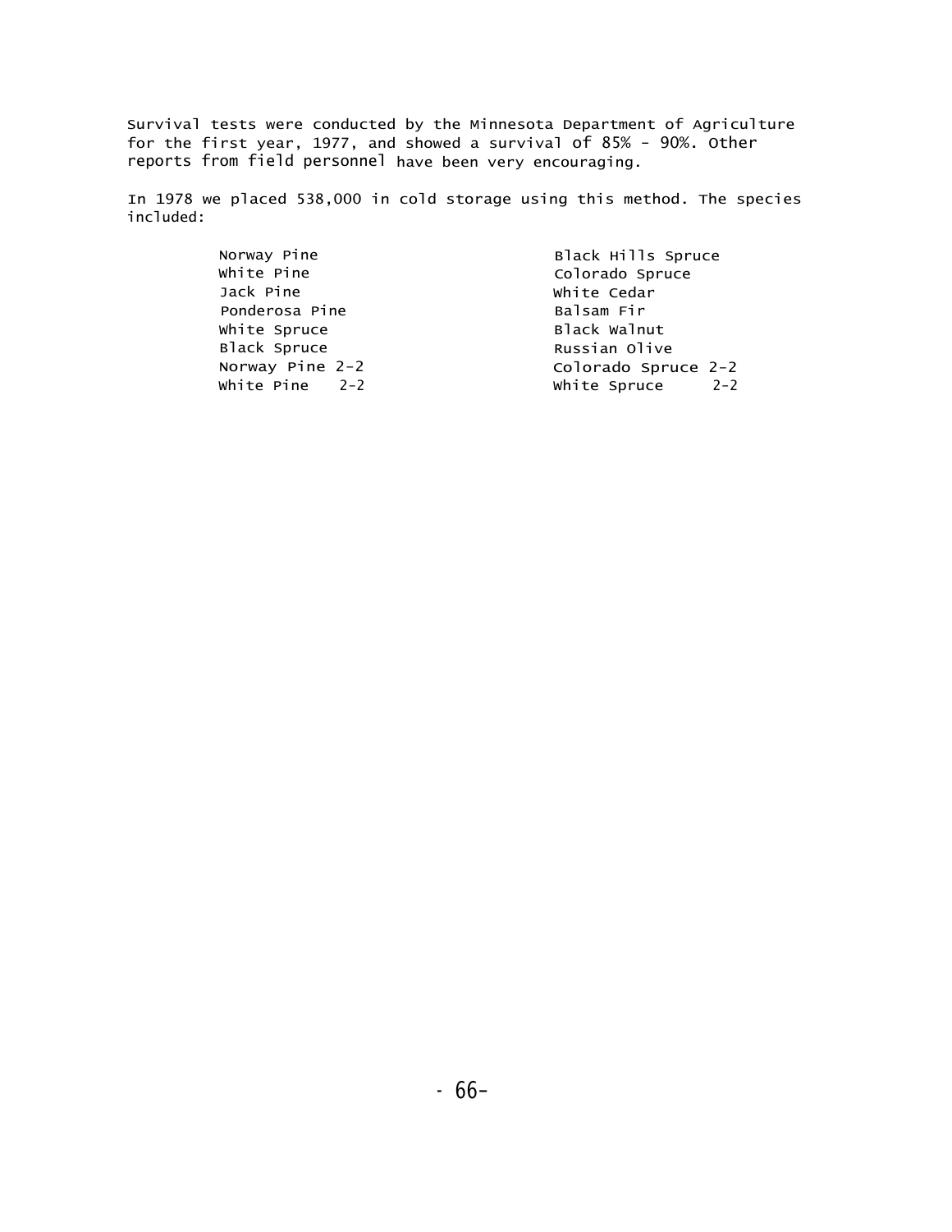Survival tests were conducted by the Minnesota Department of Agriculture for the first year, 1977, and showed a survival of 85% - 90%. Other reports from field personnel have been very encouraging.

In 1978 we placed 538,000 in cold storage using this method. The species included:

| | |
|---|---|
| Norway Pine | Black Hills Spruce |
| White Pine | Colorado Spruce |
| Jack Pine | White Cedar |
| Ponderosa Pine | Balsam Fir |
| White Spruce | Black Walnut |
| Black Spruce | Russian Olive |
| Norway Pine 2-2 | Colorado Spruce 2-2 |
| White Pine 2-2 | White Spruce 2-2 |